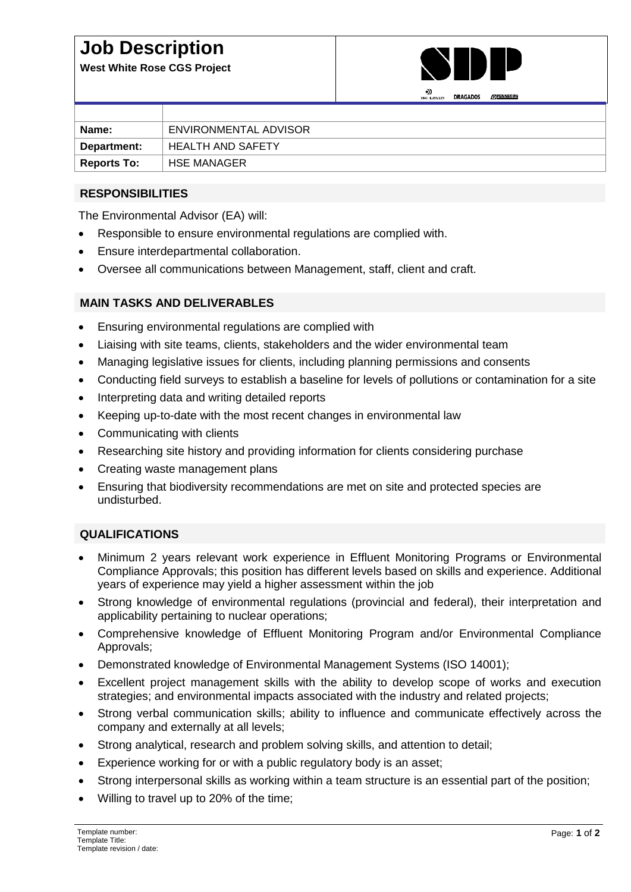# Job Description

**West White Rose CGS Project**

SDP

SNC-LAVALIN DRAGADOS PENNECON

| | |
|---|---|
| **Name:** | ENVIRONMENTAL ADVISOR |
| **Department:** | HEALTH AND SAFETY |
| **Reports To:** | HSE MANAGER |

## RESPONSIBILITIES

The Environmental Advisor (EA) will:

- Responsible to ensure environmental regulations are complied with.
- Ensure interdepartmental collaboration.
- Oversee all communications between Management, staff, client and craft.

## MAIN TASKS AND DELIVERABLES

- Ensuring environmental regulations are complied with
- Liaising with site teams, clients, stakeholders and the wider environmental team
- Managing legislative issues for clients, including planning permissions and consents
- Conducting field surveys to establish a baseline for levels of pollutions or contamination for a site
- Interpreting data and writing detailed reports
- Keeping up-to-date with the most recent changes in environmental law
- Communicating with clients
- Researching site history and providing information for clients considering purchase
- Creating waste management plans
- Ensuring that biodiversity recommendations are met on site and protected species are undisturbed.

## QUALIFICATIONS

- Minimum 2 years relevant work experience in Effluent Monitoring Programs or Environmental Compliance Approvals; this position has different levels based on skills and experience. Additional years of experience may yield a higher assessment within the job
- Strong knowledge of environmental regulations (provincial and federal), their interpretation and applicability pertaining to nuclear operations;
- Comprehensive knowledge of Effluent Monitoring Program and/or Environmental Compliance Approvals;
- Demonstrated knowledge of Environmental Management Systems (ISO 14001);
- Excellent project management skills with the ability to develop scope of works and execution strategies; and environmental impacts associated with the industry and related projects;
- Strong verbal communication skills; ability to influence and communicate effectively across the company and externally at all levels;
- Strong analytical, research and problem solving skills, and attention to detail;
- Experience working for or with a public regulatory body is an asset;
- Strong interpersonal skills as working within a team structure is an essential part of the position;
- Willing to travel up to 20% of the time;

Template number:
Template Title:
Template revision / date: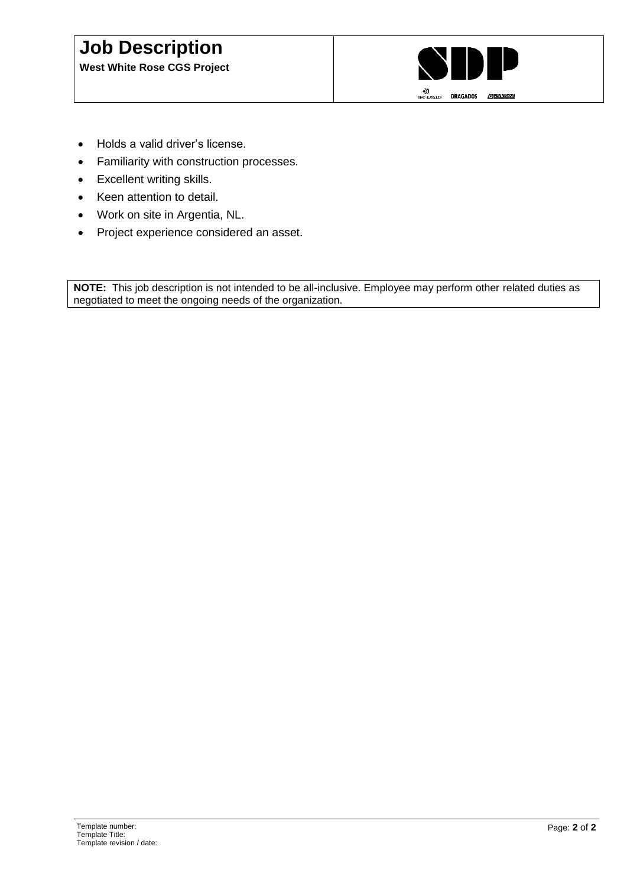- Holds a valid driver's license.
- Familiarity with construction processes.
- Excellent writing skills.
- Keen attention to detail.
- Work on site in Argentia, NL.
- Project experience considered an asset.

**NOTE:** This job description is not intended to be all-inclusive. Employee may perform other related duties as negotiated to meet the ongoing needs of the organization.